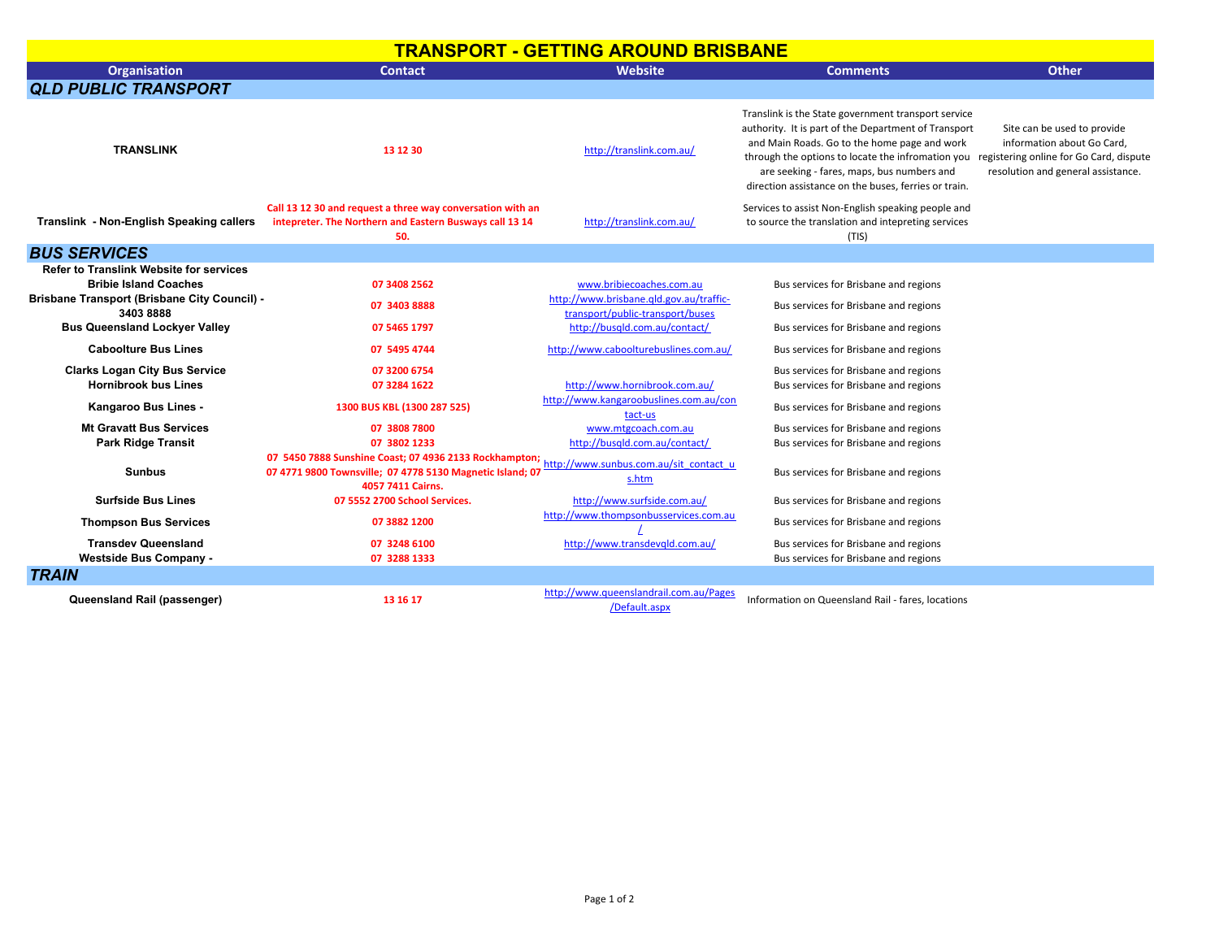# TRANSPORT - GETTING AROUND BRISBANE

| Organisation | Contact | Website | Comments | Other |
|---|---|---|---|---|
| ***QLD PUBLIC TRANSPORT*** | | | | |
| **TRANSLINK** | 13 12 30 | http://translink.com.au/ | Translink is the State government transport service authority. It is part of the Department of Transport and Main Roads. Go to the home page and work through the options to locate the infromation you are seeking - fares, maps, bus numbers and direction assistance on the buses, ferries or train. | Site can be used to provide information about Go Card, registering online for Go Card, dispute resolution and general assistance. |
| **Translink - Non-English Speaking callers** | Call 13 12 30 and request a three way conversation with an intepreter. The Northern and Eastern Busways call 13 14 50. | http://translink.com.au/ | Services to assist Non-English speaking people and to source the translation and intepreting services (TIS) | |
| ***BUS SERVICES*** | | | | |
| **Refer to Translink Website for services** | | | | |
| **Bribie Island Coaches** | 07 3408 2562 | www.bribiecoaches.com.au | Bus services for Brisbane and regions | |
| **Brisbane Transport (Brisbane City Council) - 3403 8888** | 07 3403 8888 | http://www.brisbane.qld.gov.au/traffic-transport/public-transport/buses | Bus services for Brisbane and regions | |
| **Bus Queensland Lockyer Valley** | 07 5465 1797 | http://busqld.com.au/contact/ | Bus services for Brisbane and regions | |
| **Caboolture Bus Lines** | 07 5495 4744 | http://www.caboolturebuslines.com.au/ | Bus services for Brisbane and regions | |
| **Clarks Logan City Bus Service** | 07 3200 6754 | | Bus services for Brisbane and regions | |
| **Hornibrook bus Lines** | 07 3284 1622 | http://www.hornibrook.com.au/ | Bus services for Brisbane and regions | |
| **Kangaroo Bus Lines -** | 1300 BUS KBL (1300 287 525) | http://www.kangaroobuslines.com.au/contact-us | Bus services for Brisbane and regions | |
| **Mt Gravatt Bus Services** | 07 3808 7800 | www.mtgcoach.com.au | Bus services for Brisbane and regions | |
| **Park Ridge Transit** | 07 3802 1233 | http://busqld.com.au/contact/ | Bus services for Brisbane and regions | |
| **Sunbus** | 07 5450 7888 Sunshine Coast; 07 4936 2133 Rockhampton; 07 4771 9800 Townsville; 07 4778 5130 Magnetic Island; 07 4057 7411 Cairns. | http://www.sunbus.com.au/sit_contact_us.htm | Bus services for Brisbane and regions | |
| **Surfside Bus Lines** | 07 5552 2700 School Services. | http://www.surfside.com.au/ | Bus services for Brisbane and regions | |
| **Thompson Bus Services** | 07 3882 1200 | http://www.thompsonbusservices.com.au/ | Bus services for Brisbane and regions | |
| **Transdev Queensland** | 07 3248 6100 | http://www.transdevqld.com.au/ | Bus services for Brisbane and regions | |
| **Westside Bus Company -** | 07 3288 1333 | | Bus services for Brisbane and regions | |
| ***TRAIN*** | | | | |
| **Queensland Rail (passenger)** | 13 16 17 | http://www.queenslandrail.com.au/Pages/Default.aspx | Information on Queensland Rail - fares, locations | |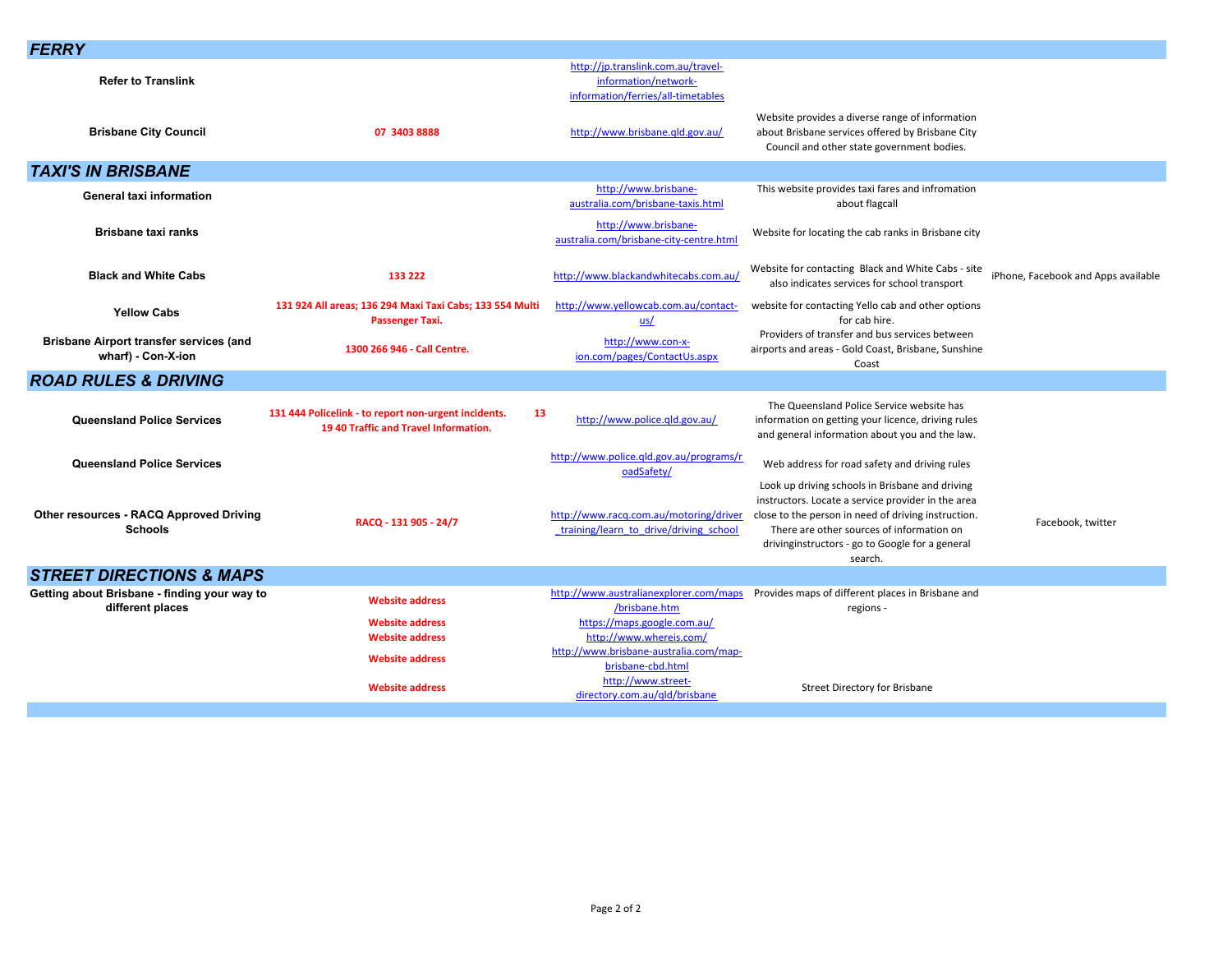## *FERRY*

| | | | | |
|---|---|---|---|---|
| **Refer to Translink** | | http://jp.translink.com.au/travel-information/network-information/ferries/all-timetables | | |
| **Brisbane City Council** | **07 3403 8888** | http://www.brisbane.qld.gov.au/ | Website provides a diverse range of information about Brisbane services offered by Brisbane City Council and other state government bodies. | |

## *TAXI'S IN BRISBANE*

| | | | | |
|---|---|---|---|---|
| **General taxi information** | | http://www.brisbane-australia.com/brisbane-taxis.html | This website provides taxi fares and infromation about flagcall | |
| **Brisbane taxi ranks** | | http://www.brisbane-australia.com/brisbane-city-centre.html | Website for locating the cab ranks in Brisbane city | |
| **Black and White Cabs** | **133 222** | http://www.blackandwhitecabs.com.au/ | Website for contacting Black and White Cabs - site also indicates services for school transport | iPhone, Facebook and Apps available |
| **Yellow Cabs** | **131 924 All areas; 136 294 Maxi Taxi Cabs; 133 554 Multi Passenger Taxi.** | http://www.yellowcab.com.au/contact-us/ | website for contacting Yello cab and other options for cab hire. | |
| **Brisbane Airport transfer services (and wharf) - Con-X-ion** | **1300 266 946 - Call Centre.** | http://www.con-x-ion.com/pages/ContactUs.aspx | Providers of transfer and bus services between airports and areas - Gold Coast, Brisbane, Sunshine Coast | |

## *ROAD RULES & DRIVING*

| | | | | |
|---|---|---|---|---|
| **Queensland Police Services** | **131 444 Policelink - to report non-urgent incidents. 13 19 40 Traffic and Travel Information.** | http://www.police.qld.gov.au/ | The Queensland Police Service website has information on getting your licence, driving rules and general information about you and the law. | |
| **Queensland Police Services** | | http://www.police.qld.gov.au/programs/roadSafety/ | Web address for road safety and driving rules | |
| **Other resources - RACQ Approved Driving Schools** | **RACQ - 131 905 - 24/7** | http://www.racq.com.au/motoring/driver_training/learn_to_drive/driving_school | Look up driving schools in Brisbane and driving instructors. Locate a service provider in the area close to the person in need of driving instruction. There are other sources of information on drivinginstructors - go to Google for a general search. | Facebook, twitter |

## *STREET DIRECTIONS & MAPS*

| | | | | |
|---|---|---|---|---|
| **Getting about Brisbane - finding your way to different places** | **Website address** | http://www.australianexplorer.com/maps/brisbane.htm | Provides maps of different places in Brisbane and regions - | |
| | **Website address** | https://maps.google.com.au/ | | |
| | **Website address** | http://www.whereis.com/ | | |
| | **Website address** | http://www.brisbane-australia.com/map-brisbane-cbd.html | | |
| | **Website address** | http://www.street-directory.com.au/qld/brisbane | Street Directory for Brisbane | |